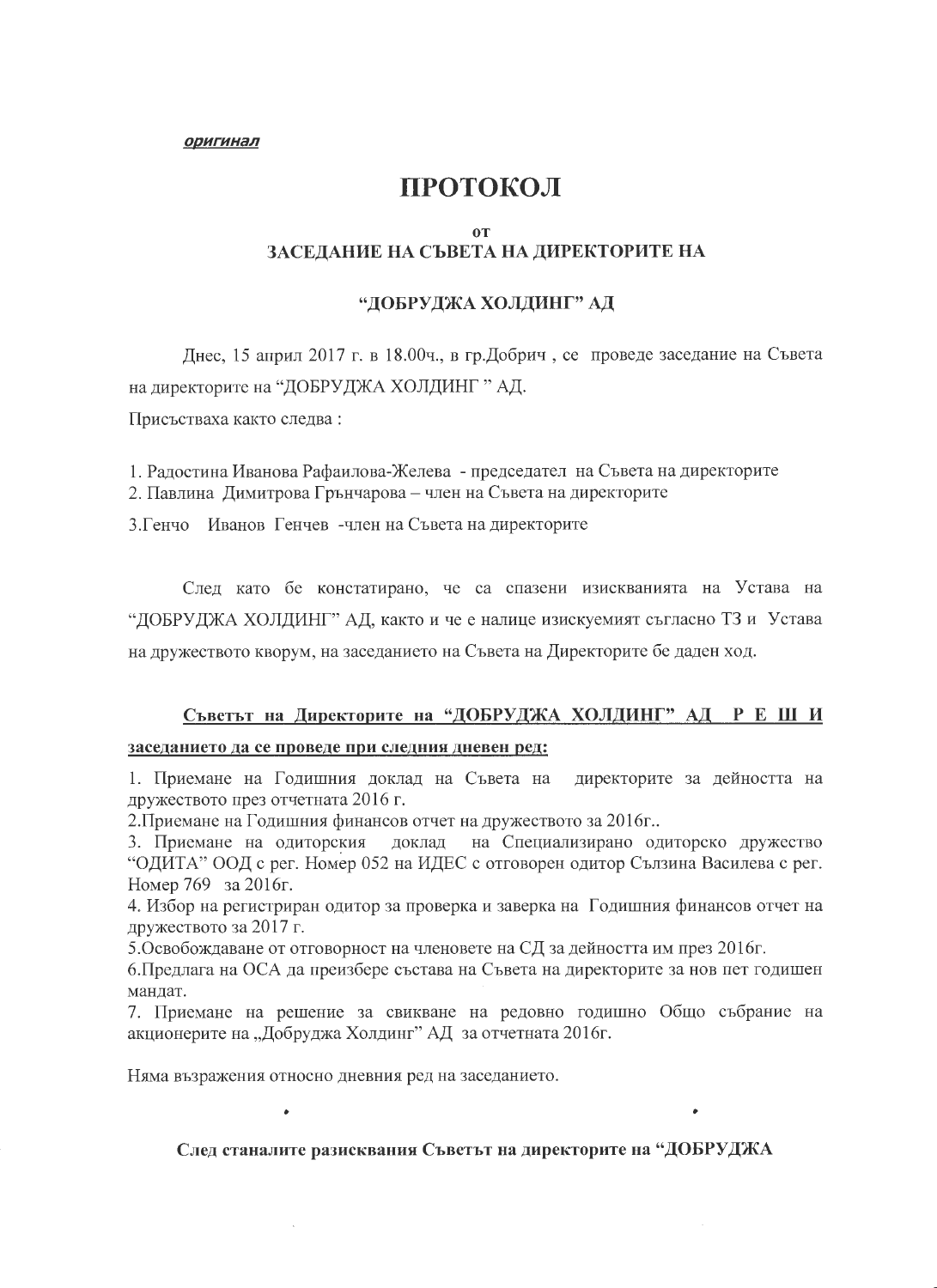***оригинал***

# ПРОТОКОЛ

**от**

## ЗАСЕДАНИЕ НА СЪВЕТА НА ДИРЕКТОРИТЕ НА

## "ДОБРУДЖА ХОЛДИНГ" АД

Днес, 15 април 2017 г. в 18.00ч., в гр.Добрич , се проведе заседание на Съвета на директорите на "ДОБРУДЖА ХОЛДИНГ " АД.

Присъстваха както следва :

1. Радостина Иванова Рафаилова-Желева - председател на Съвета на директорите
2. Павлина Димитрова Грънчарова – член на Съвета на директорите
3. Генчо Иванов Генчев -член на Съвета на директорите

След като бе констатирано, че са спазени изискванията на Устава на "ДОБРУДЖА ХОЛДИНГ" АД, както и че е налице изискуемият съгласно ТЗ и Устава на дружеството кворум, на заседанието на Съвета на Директорите бе даден ход.

**Съветът на Директорите на "ДОБРУДЖА ХОЛДИНГ" АД Р Е Ш И**

**заседанието да се проведе при следния дневен ред:**

1. Приемане на Годишния доклад на Съвета на директорите за дейността на дружеството през отчетната 2016 г.
2. Приемане на Годишния финансов отчет на дружеството за 2016г..
3. Приемане на одиторския доклад на Специализирано одиторско дружество "ОДИТА" ООД с рег. Номер 052 на ИДЕС с отговорен одитор Сълзина Василева с рег. Номер 769 за 2016г.
4. Избор на регистриран одитор за проверка и заверка на Годишния финансов отчет на дружеството за 2017 г.
5. Освобождаване от отговорност на членовете на СД за дейността им през 2016г.
6. Предлага на ОСА да преизбере състава на Съвета на директорите за нов пет годишен мандат.
7. Приемане на решение за свикване на редовно годишно Общо събрание на акционерите на „Добруджа Холдинг" АД за отчетната 2016г.

Няма възражения относно дневния ред на заседанието.

**След станалите разисквания Съветът на директорите на "ДОБРУДЖА**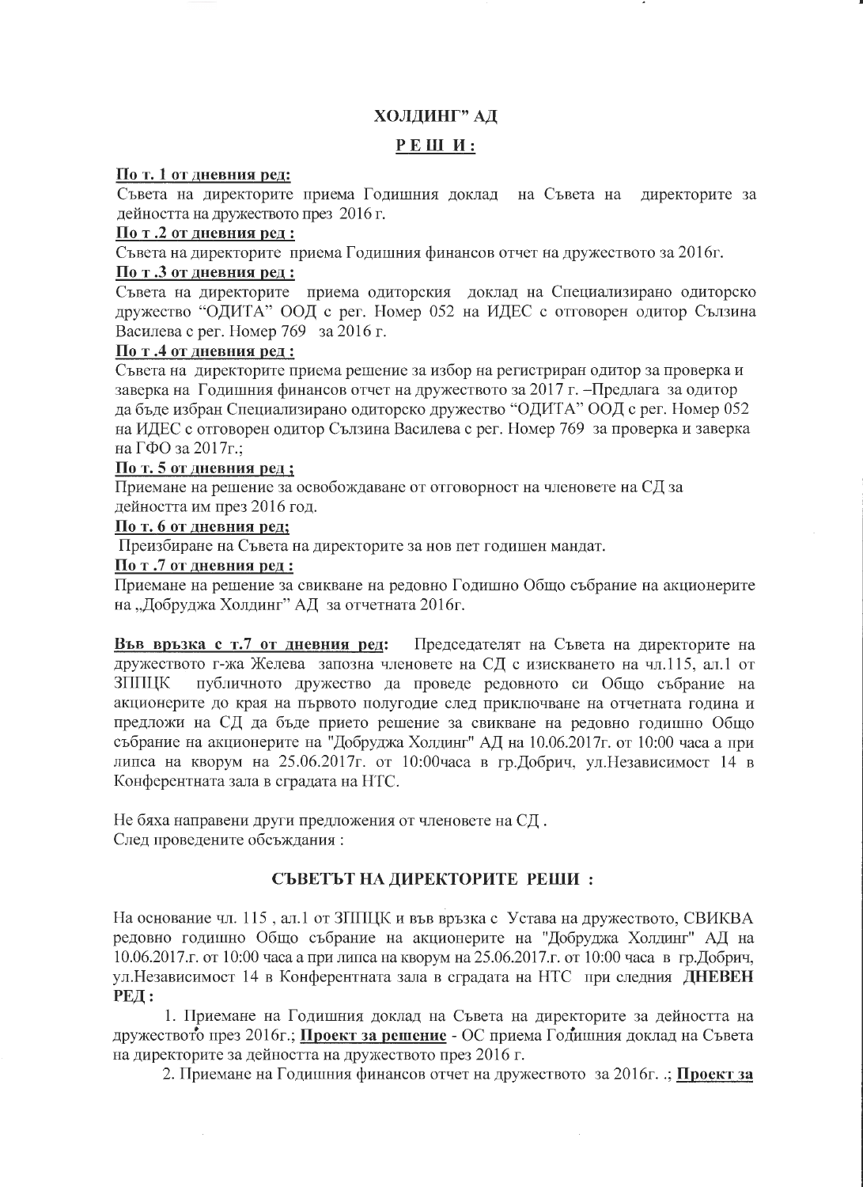**ХОЛДИНГ" АД**

**Р Е Ш И :**

**По т. 1 от дневния ред:**

Съвета на директорите приема Годишния доклад на Съвета на директорите за дейността на дружеството през 2016 г.

**По т .2 от дневния ред :**

Съвета на директорите приема Годишния финансов отчет на дружеството за 2016г.

**По т .3 от дневния ред :**

Съвета на директорите приема одиторския доклад на Специализирано одиторско дружество "ОДИТА" ООД с рег. Номер 052 на ИДЕС с отговорен одитор Сълзина Василева с рег. Номер 769 за 2016 г.

**По т .4 от дневния ред :**

Съвета на директорите приема решение за избор на регистриран одитор за проверка и заверка на Годишния финансов отчет на дружеството за 2017 г. –Предлага за одитор да бъде избран Специализирано одиторско дружество "ОДИТА" ООД с рег. Номер 052 на ИДЕС с отговорен одитор Сълзина Василева с рег. Номер 769 за проверка и заверка на ГФО за 2017г.;

**По т. 5 от дневния ред ;**

Приемане на решение за освобождаване от отговорност на членовете на СД за дейността им през 2016 год.

**По т. 6 от дневния ред;**

Преизбиране на Съвета на директорите за нов пет годишен мандат.

**По т .7 от дневния ред :**

Приемане на решение за свикване на редовно Годишно Общо събрание на акционерите на „Добруджа Холдинг" АД за отчетната 2016г.

**Във връзка с т.7 от дневния ред:** Председателят на Съвета на директорите на дружеството г-жа Желева запозна членовете на СД с изискването на чл.115, ал.1 от ЗППЦК публичното дружество да проведе редовното си Общо събрание на акционерите до края на първото полугодие след приключване на отчетната година и предложи на СД да бъде прието решение за свикване на редовно годишно Общо събрание на акционерите на "Добруджа Холдинг" АД на 10.06.2017г. от 10:00 часа а при липса на кворум на 25.06.2017г. от 10:00часа в гр.Добрич, ул.Независимост 14 в Конферентната зала в сградата на НТС.

Не бяха направени други предложения от членовете на СД .
След проведените обсъждания :

**СЪВЕТЪТ НА ДИРЕКТОРИТЕ РЕШИ :**

На основание чл. 115 , ал.1 от ЗППЦК и във връзка с Устава на дружеството, СВИКВА редовно годишно Общо събрание на акционерите на "Добруджа Холдинг" АД на 10.06.2017.г. от 10:00 часа а при липса на кворум на 25.06.2017г. от 10:00 часа в гр.Добрич, ул.Независимост 14 в Конферентната зала в сградата на НТС при следния **ДНЕВЕН РЕД :**

1. Приемане на Годишния доклад на Съвета на директорите за дейността на дружеството през 2016г.; **Проект за решение** - ОС приема Годишния доклад на Съвета на директорите за дейността на дружеството през 2016 г.

2. Приемане на Годишния финансов отчет на дружеството за 2016г. .; **Проект за**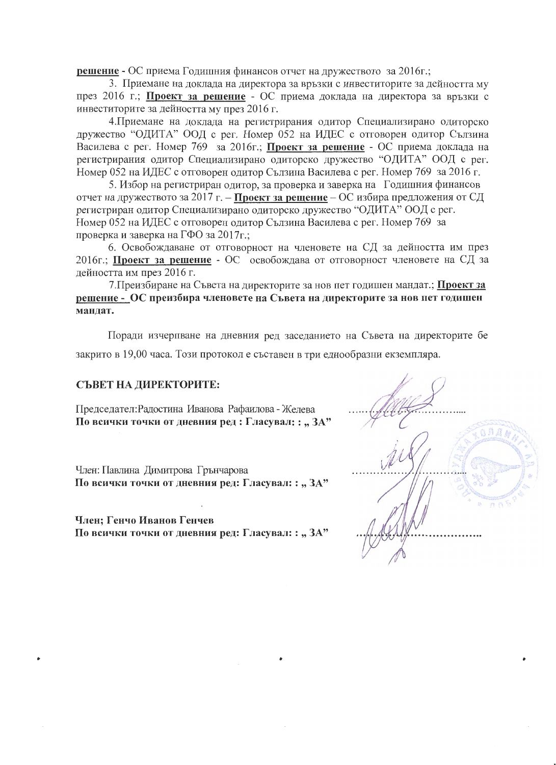**решение** - ОС приема Годишния финансов отчет на дружеството за 2016г.;

3. Приемане на доклада на директора за връзки с инвеститорите за дейността му през 2016 г.; **Проект за решение** - ОС приема доклада на директора за връзки с инвеститорите за дейността му през 2016 г.

4.Приемане на доклада на регистрирания одитор Специализирано одиторско дружество "ОДИТА" ООД с рег. Номер 052 на ИДЕС с отговорен одитор Сълзина Василева с рег. Номер 769 за 2016г.; **Проект за решение** - ОС приема доклада на регистрирания одитор Специализирано одиторско дружество "ОДИТА" ООД с рег. Номер 052 на ИДЕС с отговорен одитор Сълзина Василева с рег. Номер 769 за 2016 г.

5. Избор на регистриран одитор, за проверка и заверка на Годишния финансов отчет на дружеството за 2017 г. – **Проект за решение** – ОС избира предложения от СД регистриран одитор Специализирано одиторско дружество "ОДИТА" ООД с рег. Номер 052 на ИДЕС с отговорен одитор Сълзина Василева с рег. Номер 769 за проверка и заверка на ГФО за 2017г.;

6. Освобождаване от отговорност на членовете на СД за дейността им през 2016г.; **Проект за решение** - ОС освобождава от отговорност членовете на СД за дейността им през 2016 г.

7.Преизбиране на Съвета на директорите за нов пет годишен мандат.; **Проект за решение - ОС преизбира членовете на Съвета на директорите за нов пет годишен мандат.**

Поради изчерпване на дневния ред заседанието на Съвета на директорите бе закрито в 19,00 часа. Този протокол е съставен в три еднообразни екземпляра.

**СЪВЕТ НА ДИРЕКТОРИТЕ:**

Председател:Радостина Иванова Рафаилова - Желева ..............................
**По всички точки от дневния ред : Гласувал: : „ ЗА"**

Член: Павлина Димитрова Грънчарова ..............................
**По всички точки от дневния ред: Гласувал: : „ ЗА"**

**Член; Генчо Иванов Генчев** ..............................
**По всички точки от дневния ред: Гласувал: : „ ЗА"**